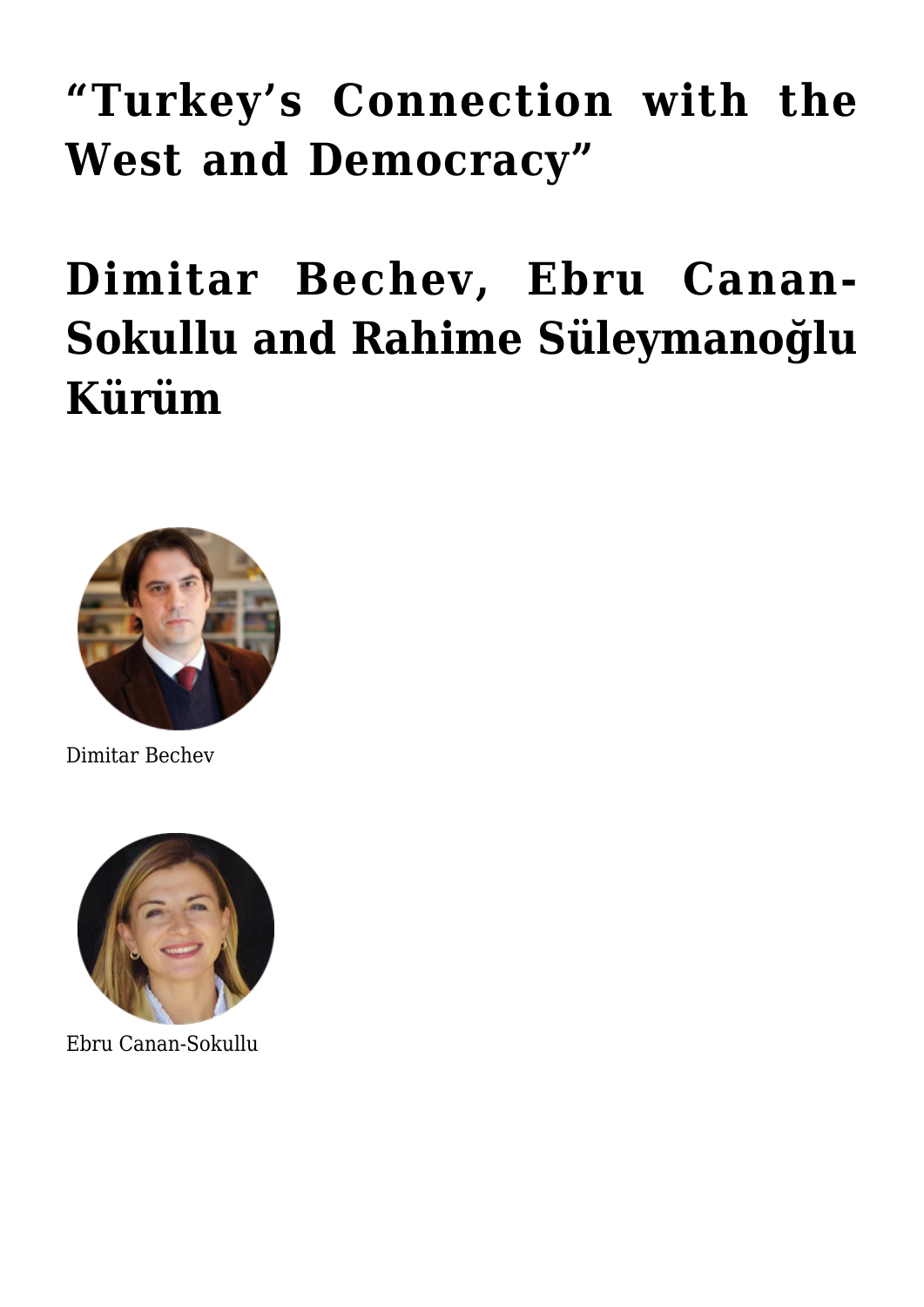# "Turkey's Connection with the West and Democracy"

# Dimitar Bechev, Ebru Canan-Sokullu and Rahime Süleymanoğlu Kürüm

Dimitar Bechev

Ebru Canan-Sokullu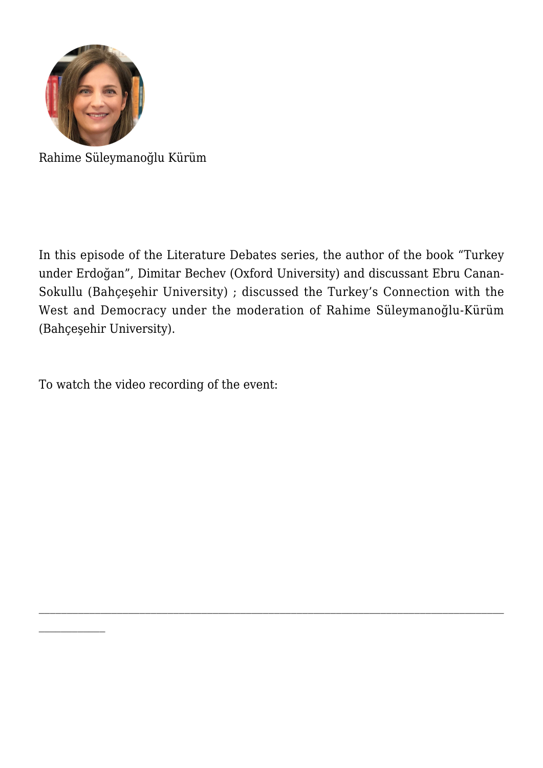Rahime Süleymanoğlu Kürüm

In this episode of the Literature Debates series, the author of the book "Turkey under Erdoğan", Dimitar Bechev (Oxford University) and discussant Ebru Canan-Sokullu (Bahçeşehir University) ; discussed the Turkey's Connection with the West and Democracy under the moderation of Rahime Süleymanoğlu-Kürüm (Bahçeşehir University).

To watch the video recording of the event:

---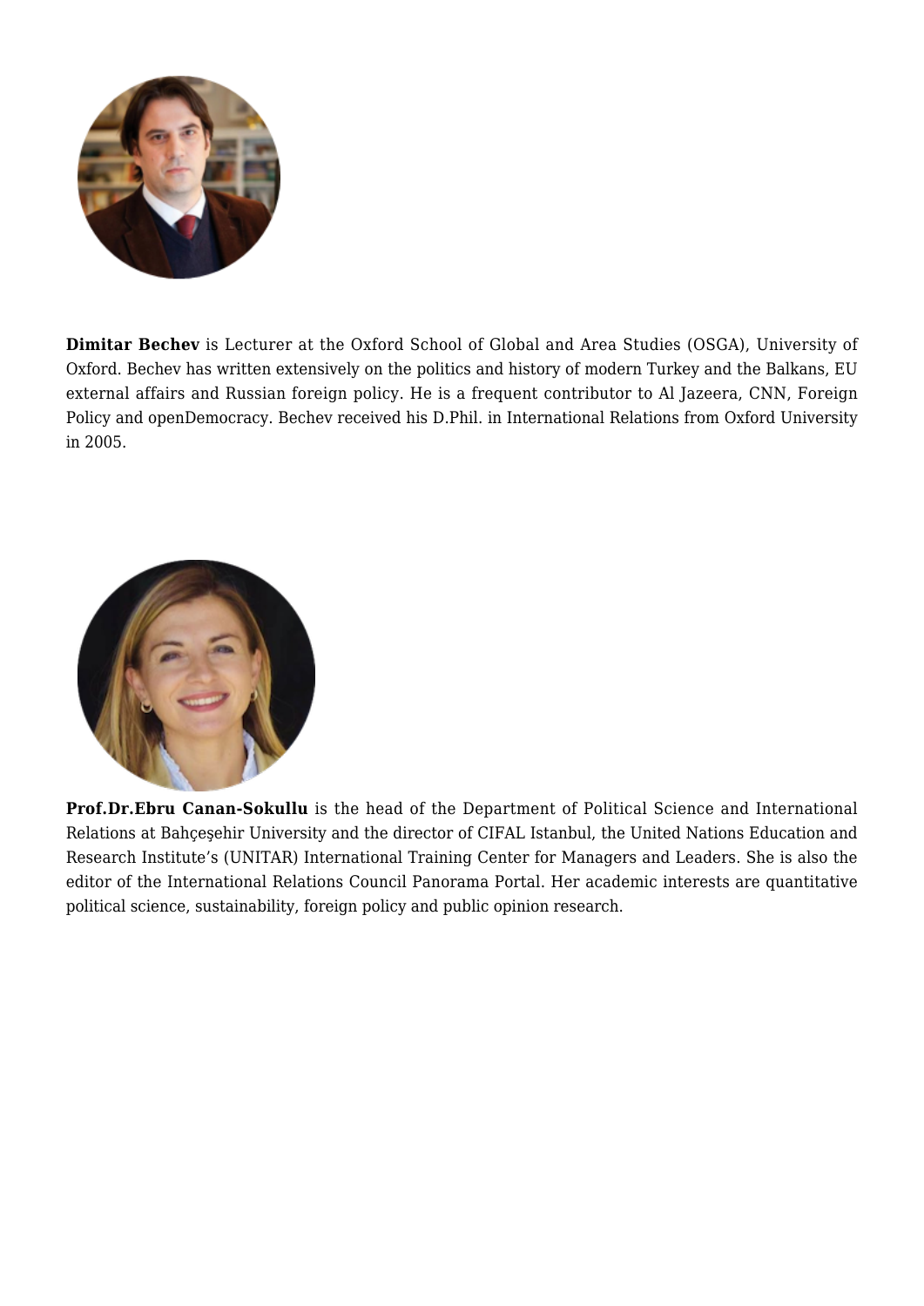**Dimitar Bechev** is Lecturer at the Oxford School of Global and Area Studies (OSGA), University of Oxford. Bechev has written extensively on the politics and history of modern Turkey and the Balkans, EU external affairs and Russian foreign policy. He is a frequent contributor to Al Jazeera, CNN, Foreign Policy and openDemocracy. Bechev received his D.Phil. in International Relations from Oxford University in 2005.

**Prof.Dr.Ebru Canan-Sokullu** is the head of the Department of Political Science and International Relations at Bahçeşehir University and the director of CIFAL Istanbul, the United Nations Education and Research Institute's (UNITAR) International Training Center for Managers and Leaders. She is also the editor of the International Relations Council Panorama Portal. Her academic interests are quantitative political science, sustainability, foreign policy and public opinion research.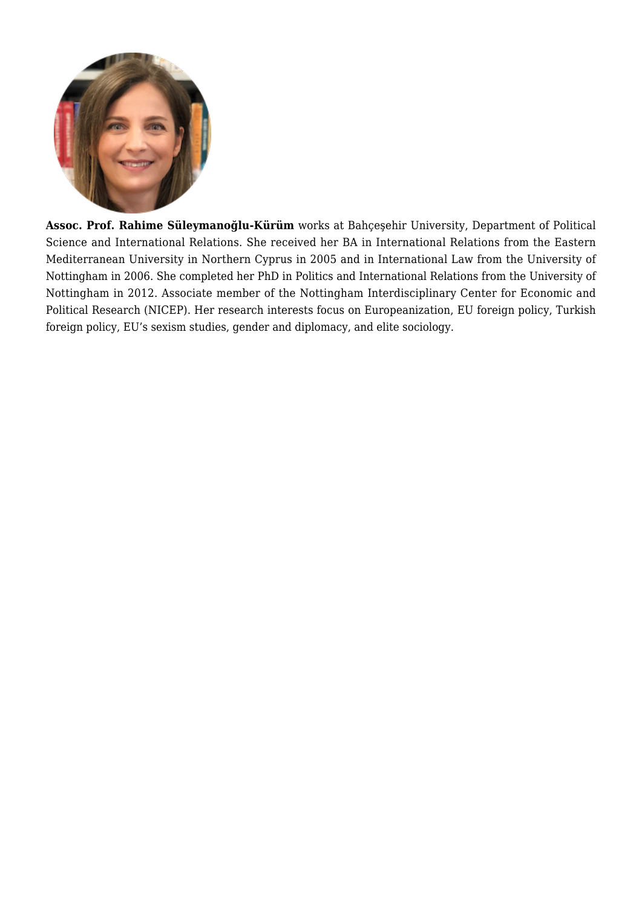**Assoc. Prof. Rahime Süleymanoğlu-Kürüm** works at Bahçeşehir University, Department of Political Science and International Relations. She received her BA in International Relations from the Eastern Mediterranean University in Northern Cyprus in 2005 and in International Law from the University of Nottingham in 2006. She completed her PhD in Politics and International Relations from the University of Nottingham in 2012. Associate member of the Nottingham Interdisciplinary Center for Economic and Political Research (NICEP). Her research interests focus on Europeanization, EU foreign policy, Turkish foreign policy, EU's sexism studies, gender and diplomacy, and elite sociology.